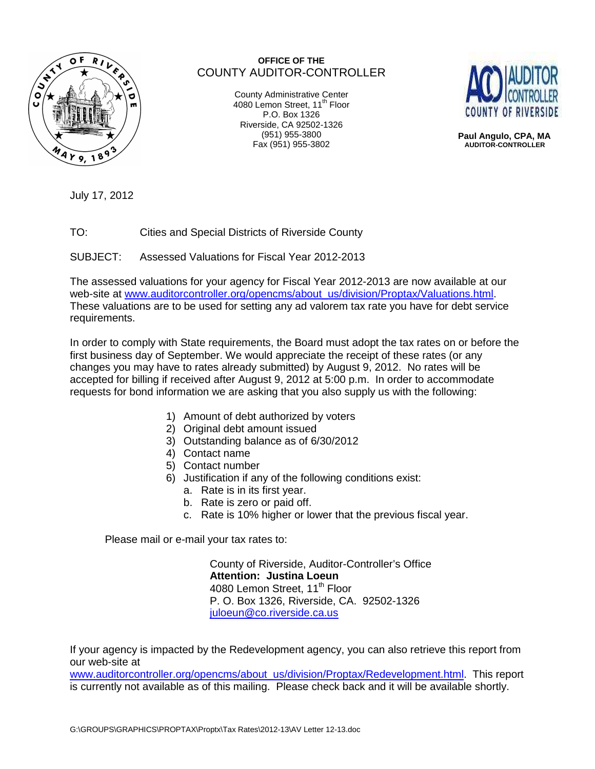**OFFICE OF THE**
COUNTY AUDITOR-CONTROLLER

County Administrative Center
4080 Lemon Street, 11th Floor
P.O. Box 1326
Riverside, CA 92502-1326
(951) 955-3800
Fax (951) 955-3802

**Paul Angulo, CPA, MA**
**AUDITOR-CONTROLLER**

July 17, 2012

TO: Cities and Special Districts of Riverside County

SUBJECT: Assessed Valuations for Fiscal Year 2012-2013

The assessed valuations for your agency for Fiscal Year 2012-2013 are now available at our web-site at www.auditorcontroller.org/opencms/about_us/division/Proptax/Valuations.html. These valuations are to be used for setting any ad valorem tax rate you have for debt service requirements.

In order to comply with State requirements, the Board must adopt the tax rates on or before the first business day of September. We would appreciate the receipt of these rates (or any changes you may have to rates already submitted) by August 9, 2012. No rates will be accepted for billing if received after August 9, 2012 at 5:00 p.m. In order to accommodate requests for bond information we are asking that you also supply us with the following:

1) Amount of debt authorized by voters
2) Original debt amount issued
3) Outstanding balance as of 6/30/2012
4) Contact name
5) Contact number
6) Justification if any of the following conditions exist:
   a. Rate is in its first year.
   b. Rate is zero or paid off.
   c. Rate is 10% higher or lower that the previous fiscal year.

Please mail or e-mail your tax rates to:

County of Riverside, Auditor-Controller's Office
**Attention: Justina Loeun**
4080 Lemon Street, 11th Floor
P. O. Box 1326, Riverside, CA. 92502-1326
juloeun@co.riverside.ca.us

If your agency is impacted by the Redevelopment agency, you can also retrieve this report from our web-site at www.auditorcontroller.org/opencms/about_us/division/Proptax/Redevelopment.html. This report is currently not available as of this mailing. Please check back and it will be available shortly.

G:\GROUPS\GRAPHICS\PROPTAX\Proptx\Tax Rates\2012-13\AV Letter 12-13.doc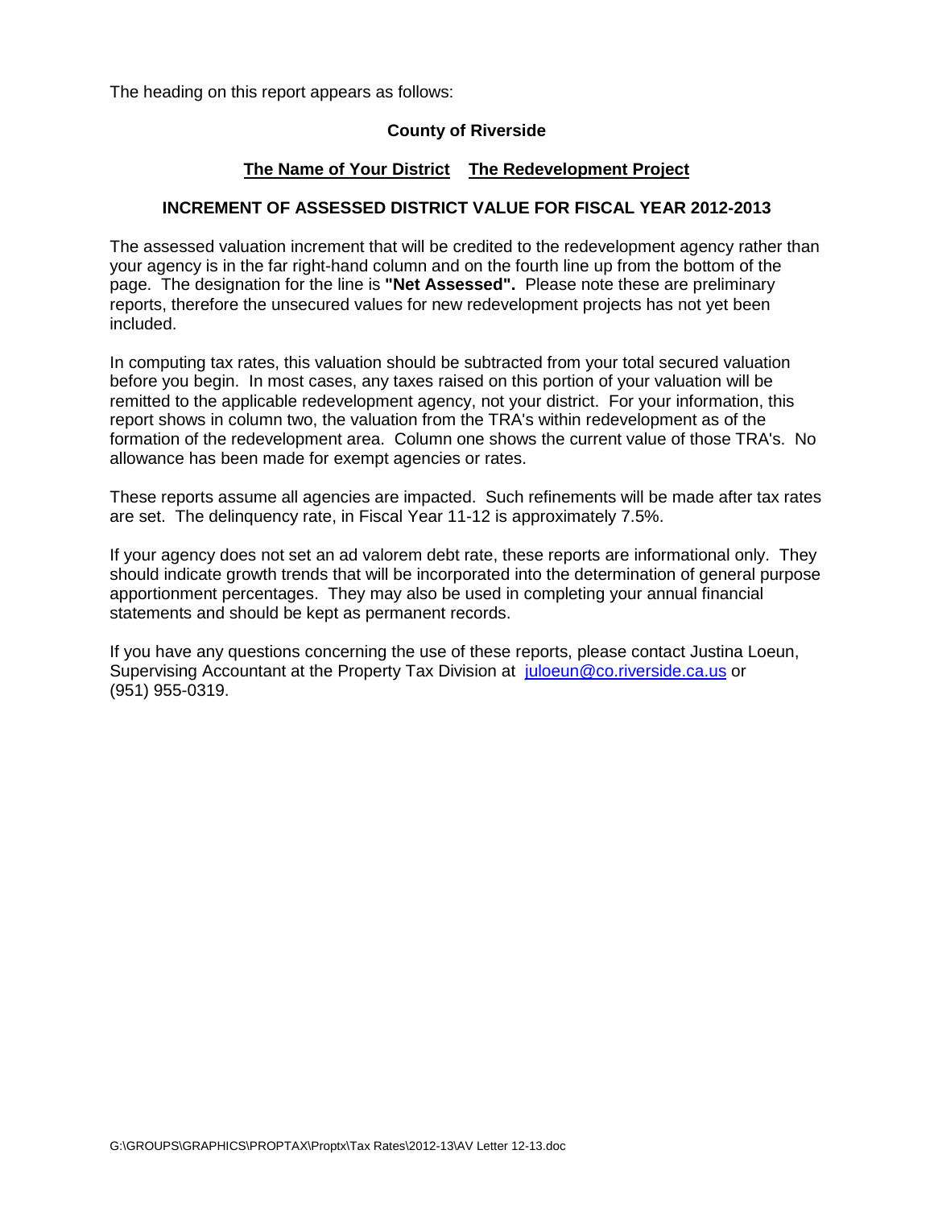The heading on this report appears as follows:

**County of Riverside**

**The Name of Your District**    **The Redevelopment Project**

**INCREMENT OF ASSESSED DISTRICT VALUE FOR FISCAL YEAR 2012-2013**

The assessed valuation increment that will be credited to the redevelopment agency rather than your agency is in the far right-hand column and on the fourth line up from the bottom of the page. The designation for the line is **"Net Assessed".** Please note these are preliminary reports, therefore the unsecured values for new redevelopment projects has not yet been included.

In computing tax rates, this valuation should be subtracted from your total secured valuation before you begin. In most cases, any taxes raised on this portion of your valuation will be remitted to the applicable redevelopment agency, not your district. For your information, this report shows in column two, the valuation from the TRA's within redevelopment as of the formation of the redevelopment area. Column one shows the current value of those TRA's. No allowance has been made for exempt agencies or rates.

These reports assume all agencies are impacted. Such refinements will be made after tax rates are set. The delinquency rate, in Fiscal Year 11-12 is approximately 7.5%.

If your agency does not set an ad valorem debt rate, these reports are informational only. They should indicate growth trends that will be incorporated into the determination of general purpose apportionment percentages. They may also be used in completing your annual financial statements and should be kept as permanent records.

If you have any questions concerning the use of these reports, please contact Justina Loeun, Supervising Accountant at the Property Tax Division at juloeun@co.riverside.ca.us or (951) 955-0319.

G:\GROUPS\GRAPHICS\PROPTAX\Proptx\Tax Rates\2012-13\AV Letter 12-13.doc